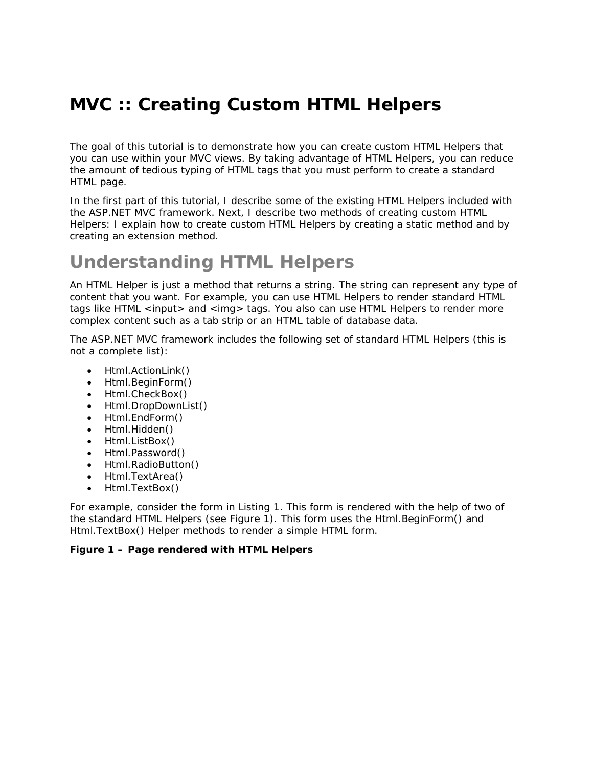# MVC :: Creating Custom HTML Helpers

The goal of this tutorial is to demonstrate how you can create custom HTML Helpers that you can use within your MVC views. By taking advantage of HTML Helpers, you can reduce the amount of tedious typing of HTML tags that you must perform to create a standard HTML page.

In the first part of this tutorial, I describe some of the existing HTML Helpers included with the ASP.NET MVC framework. Next, I describe two methods of creating custom HTML Helpers: I explain how to create custom HTML Helpers by creating a static method and by creating an extension method.

## Understanding HTML Helpers

An HTML Helper is just a method that returns a string. The string can represent any type of content that you want. For example, you can use HTML Helpers to render standard HTML tags like HTML <input> and <img> tags. You also can use HTML Helpers to render more complex content such as a tab strip or an HTML table of database data.

The ASP.NET MVC framework includes the following set of standard HTML Helpers (this is not a complete list):

- Html.ActionLink()
- Html.BeginForm()
- Html.CheckBox()
- Html.DropDownList()
- Html.EndForm()
- Html.Hidden()
- Html.ListBox()
- Html.Password()
- Html.RadioButton()
- Html.TextArea()
- Html.TextBox()

For example, consider the form in Listing 1. This form is rendered with the help of two of the standard HTML Helpers (see Figure 1). This form uses the Html.BeginForm() and Html.TextBox() Helper methods to render a simple HTML form.

**Figure 1 – Page rendered with HTML Helpers**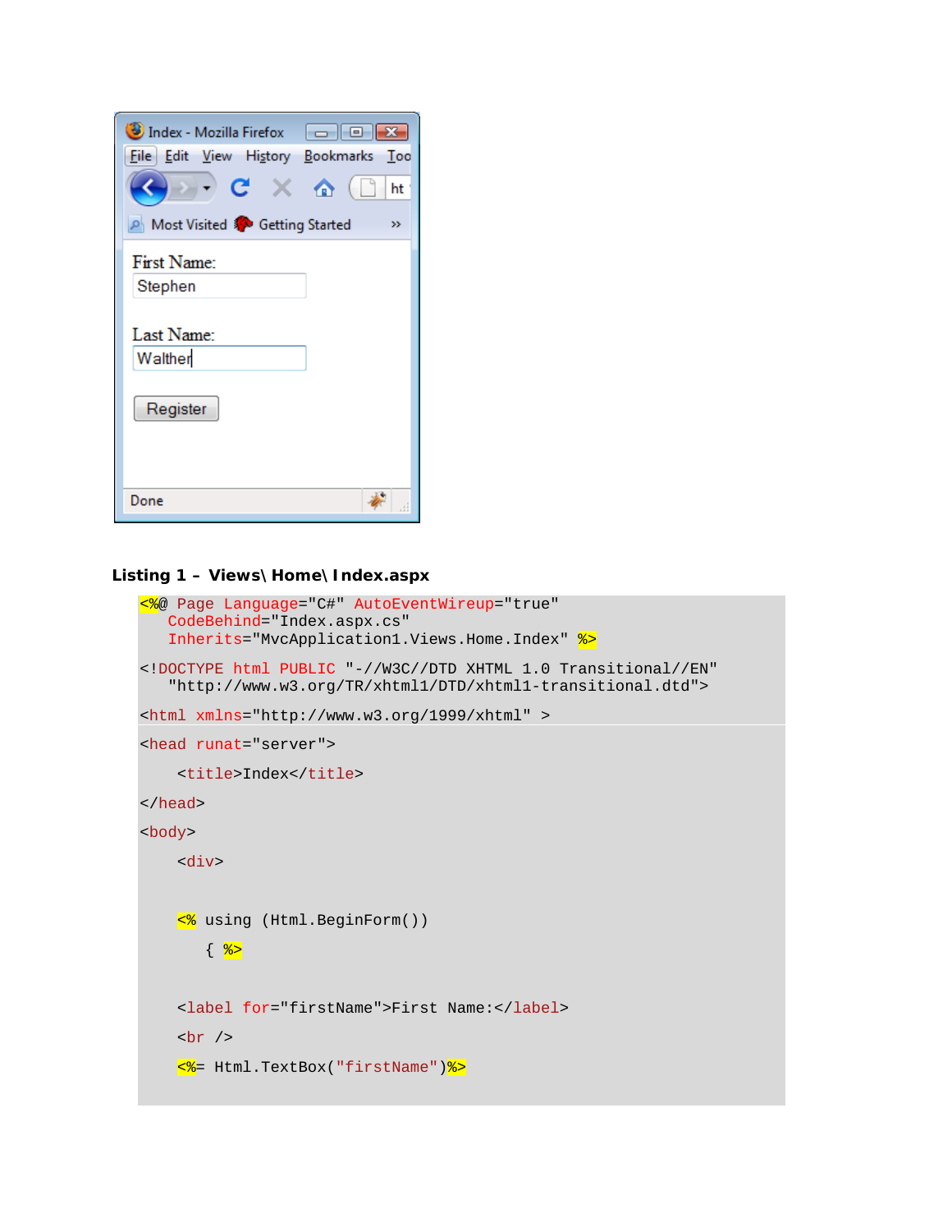**Listing 1 – Views\Home\Index.aspx**

```
<%@ Page Language="C#" AutoEventWireup="true"
   CodeBehind="Index.aspx.cs"
   Inherits="MvcApplication1.Views.Home.Index" %>

<!DOCTYPE html PUBLIC "-//W3C//DTD XHTML 1.0 Transitional//EN"
   "http://www.w3.org/TR/xhtml1/DTD/xhtml1-transitional.dtd">

<html xmlns="http://www.w3.org/1999/xhtml" >

<head runat="server">

    <title>Index</title>

</head>

<body>

    <div>


    <% using (Html.BeginForm())

       { %>


    <label for="firstName">First Name:</label>

    <br />

    <%= Html.TextBox("firstName")%>
```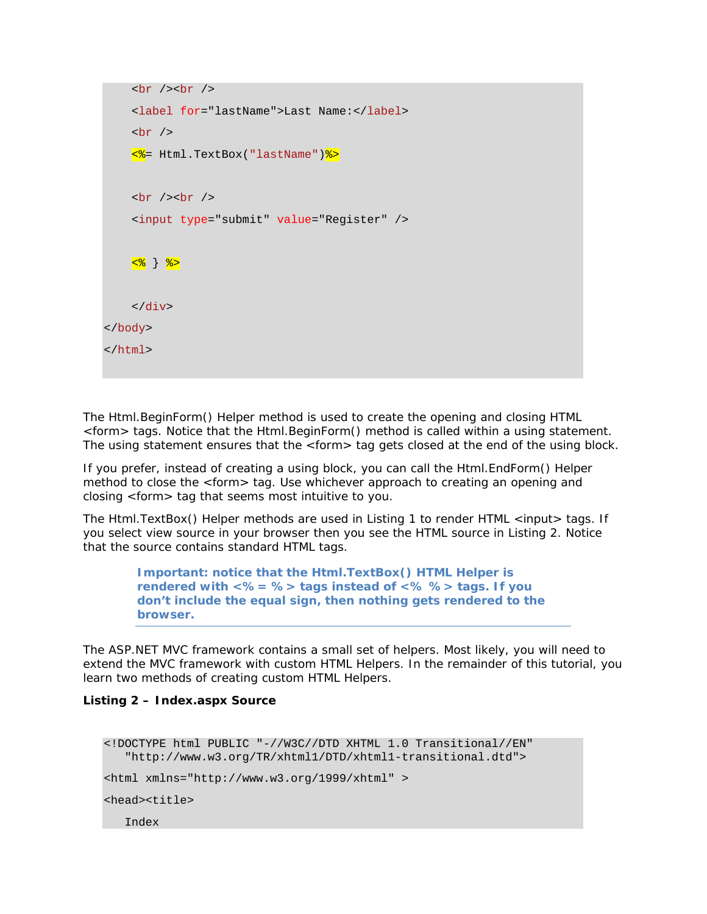```
    <br /><br />
    <label for="lastName">Last Name:</label>
    <br />
    <%= Html.TextBox("lastName")%>

    <br /><br />
    <input type="submit" value="Register" />

    <% } %>

    </div>
</body>
</html>
```

The Html.BeginForm() Helper method is used to create the opening and closing HTML <form> tags. Notice that the Html.BeginForm() method is called within a using statement. The using statement ensures that the <form> tag gets closed at the end of the using block.

If you prefer, instead of creating a using block, you can call the Html.EndForm() Helper method to close the <form> tag. Use whichever approach to creating an opening and closing <form> tag that seems most intuitive to you.

The Html.TextBox() Helper methods are used in Listing 1 to render HTML <input> tags. If you select view source in your browser then you see the HTML source in Listing 2. Notice that the source contains standard HTML tags.

> **Important: notice that the Html.TextBox() HTML Helper is rendered with <%= %> tags instead of <% %> tags. If you don't include the equal sign, then nothing gets rendered to the browser.**

The ASP.NET MVC framework contains a small set of helpers. Most likely, you will need to extend the MVC framework with custom HTML Helpers. In the remainder of this tutorial, you learn two methods of creating custom HTML Helpers.

**Listing 2 – Index.aspx Source**

```
<!DOCTYPE html PUBLIC "-//W3C//DTD XHTML 1.0 Transitional//EN"
   "http://www.w3.org/TR/xhtml1/DTD/xhtml1-transitional.dtd">
<html xmlns="http://www.w3.org/1999/xhtml" >
<head><title>
   Index
```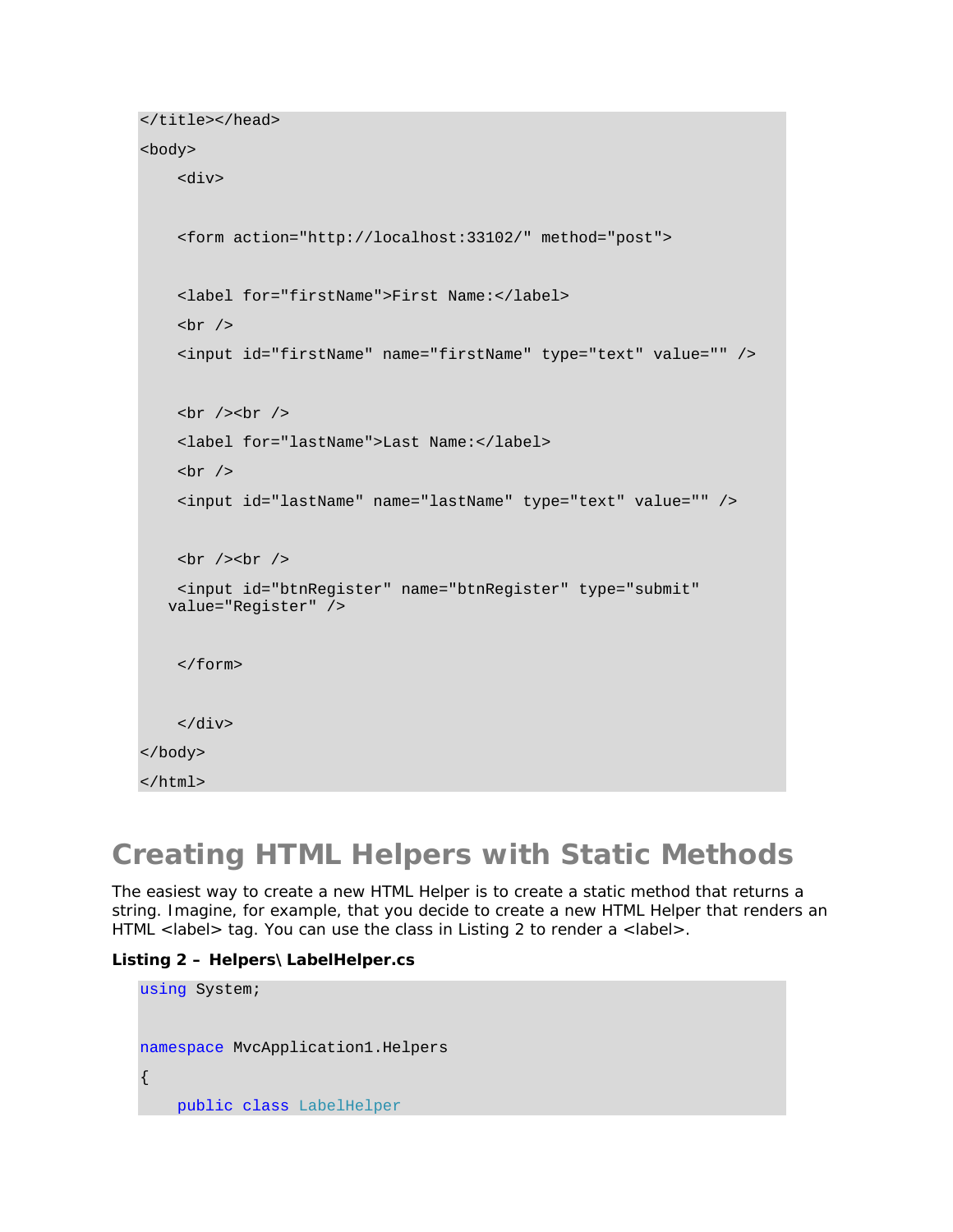```
</title></head>
<body>
    <div>

    <form action="http://localhost:33102/" method="post">

    <label for="firstName">First Name:</label>
    <br />
    <input id="firstName" name="firstName" type="text" value="" />

    <br /><br />
    <label for="lastName">Last Name:</label>
    <br />
    <input id="lastName" name="lastName" type="text" value="" />

    <br /><br />
    <input id="btnRegister" name="btnRegister" type="submit"
   value="Register" />

    </form>

    </div>
</body>
</html>
```

## Creating HTML Helpers with Static Methods

The easiest way to create a new HTML Helper is to create a static method that returns a string. Imagine, for example, that you decide to create a new HTML Helper that renders an HTML <label> tag. You can use the class in Listing 2 to render a <label>.

**Listing 2 – Helpers\LabelHelper.cs**

```
using System;

namespace MvcApplication1.Helpers
{
    public class LabelHelper
```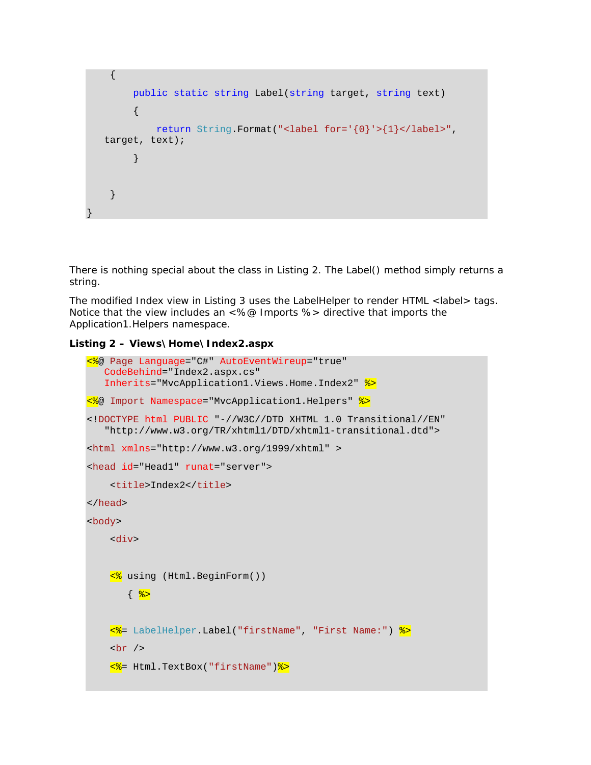```
    {
        public static string Label(string target, string text)
        {
            return String.Format("<label for='{0}'>{1}</label>", target, text);
        }


    }
}
```

There is nothing special about the class in Listing 2. The Label() method simply returns a string.

The modified Index view in Listing 3 uses the LabelHelper to render HTML <label> tags. Notice that the view includes an <%@ Imports %> directive that imports the Application1.Helpers namespace.

**Listing 2 – Views\Home\Index2.aspx**

```
<%@ Page Language="C#" AutoEventWireup="true"
   CodeBehind="Index2.aspx.cs"
   Inherits="MvcApplication1.Views.Home.Index2" %>

<%@ Import Namespace="MvcApplication1.Helpers" %>

<!DOCTYPE html PUBLIC "-//W3C//DTD XHTML 1.0 Transitional//EN"
   "http://www.w3.org/TR/xhtml1/DTD/xhtml1-transitional.dtd">

<html xmlns="http://www.w3.org/1999/xhtml" >

<head id="Head1" runat="server">

    <title>Index2</title>

</head>

<body>

    <div>


    <% using (Html.BeginForm())

       { %>


    <%= LabelHelper.Label("firstName", "First Name:") %>

    <br />

    <%= Html.TextBox("firstName")%>
```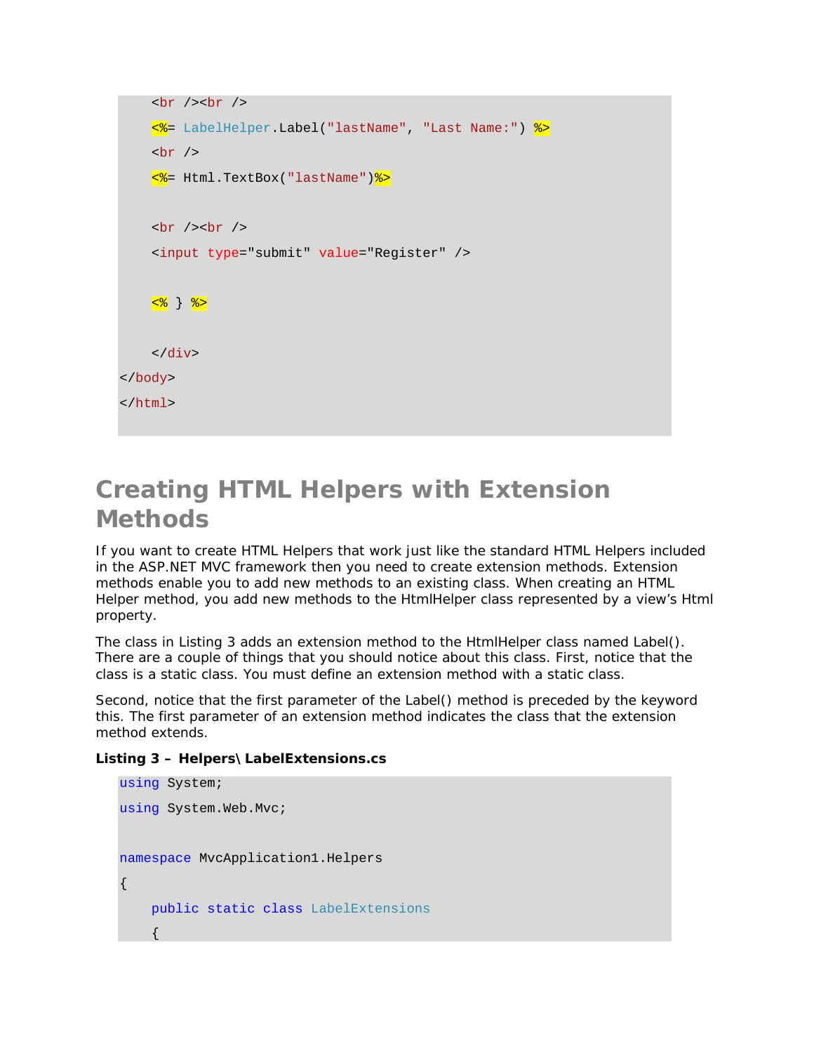```
    <br /><br />
    <%= LabelHelper.Label("lastName", "Last Name:") %>
    <br />
    <%= Html.TextBox("lastName")%>

    <br /><br />
    <input type="submit" value="Register" />

    <% } %>

    </div>
</body>
</html>
```

## Creating HTML Helpers with Extension Methods

If you want to create HTML Helpers that work just like the standard HTML Helpers included in the ASP.NET MVC framework then you need to create extension methods. Extension methods enable you to add new methods to an existing class. When creating an HTML Helper method, you add new methods to the HtmlHelper class represented by a view's Html property.

The class in Listing 3 adds an extension method to the HtmlHelper class named Label(). There are a couple of things that you should notice about this class. First, notice that the class is a static class. You must define an extension method with a static class.

Second, notice that the first parameter of the Label() method is preceded by the keyword this. The first parameter of an extension method indicates the class that the extension method extends.

**Listing 3 – Helpers\ LabelExtensions.cs**

```
using System;
using System.Web.Mvc;

namespace MvcApplication1.Helpers
{
    public static class LabelExtensions
    {
```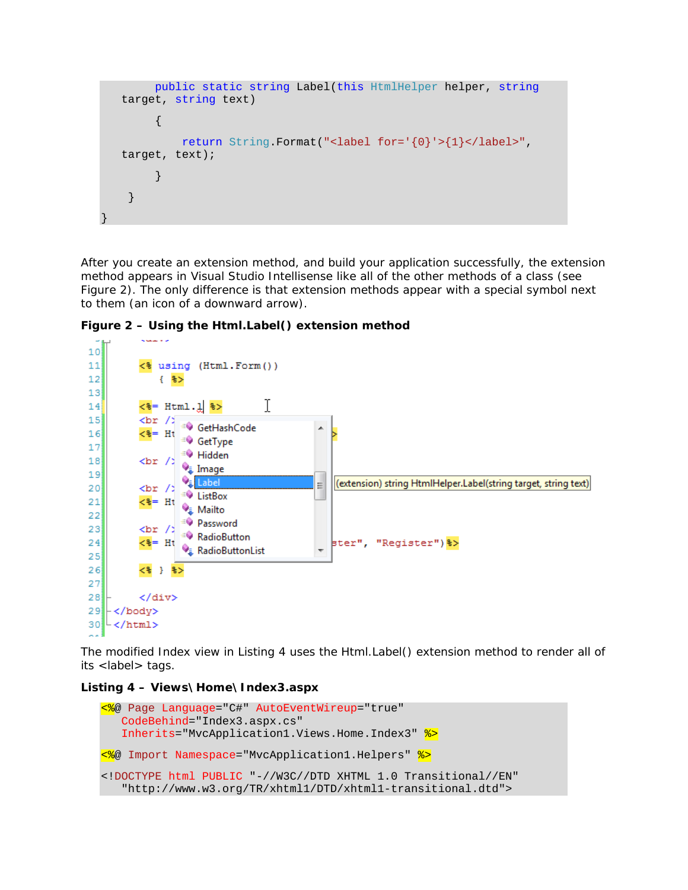```
        public static string Label(this HtmlHelper helper, string
   target, string text)
        {
            return String.Format("<label for='{0}'>{1}</label>",
   target, text);
        }
    }
}
```

After you create an extension method, and build your application successfully, the extension method appears in Visual Studio Intellisense like all of the other methods of a class (see Figure 2). The only difference is that extension methods appear with a special symbol next to them (an icon of a downward arrow).

**Figure 2 – Using the Html.Label() extension method**

The modified Index view in Listing 4 uses the Html.Label() extension method to render all of its <label> tags.

**Listing 4 – Views\ Home\ Index3.aspx**

```
<%@ Page Language="C#" AutoEventWireup="true"
   CodeBehind="Index3.aspx.cs"
   Inherits="MvcApplication1.Views.Home.Index3" %>

<%@ Import Namespace="MvcApplication1.Helpers" %>

<!DOCTYPE html PUBLIC "-//W3C//DTD XHTML 1.0 Transitional//EN"
   "http://www.w3.org/TR/xhtml1/DTD/xhtml1-transitional.dtd">
```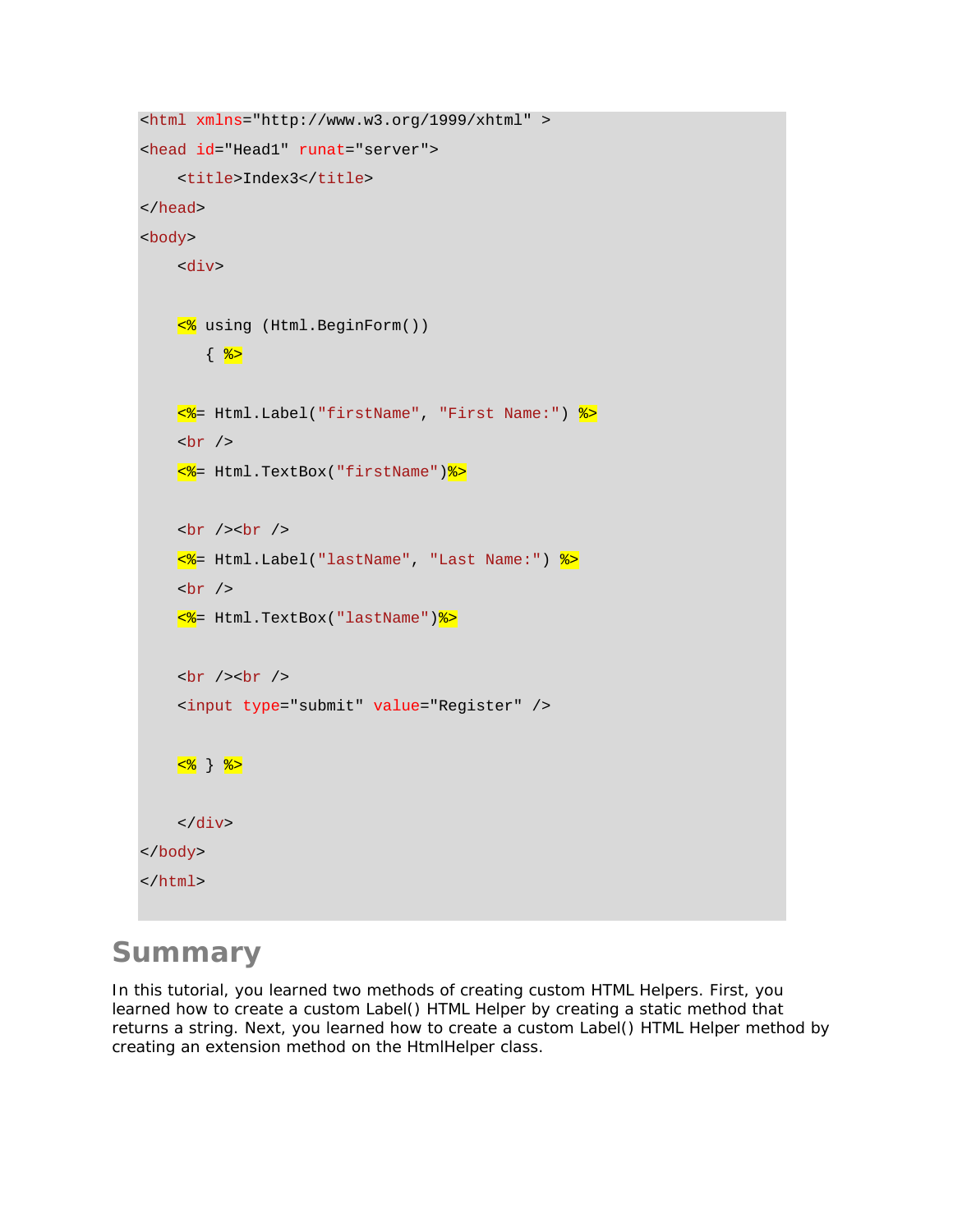```
<html xmlns="http://www.w3.org/1999/xhtml" >
<head id="Head1" runat="server">
    <title>Index3</title>
</head>
<body>
    <div>

    <% using (Html.BeginForm())
       { %>

    <%= Html.Label("firstName", "First Name:") %>
    <br />
    <%= Html.TextBox("firstName")%>

    <br /><br />
    <%= Html.Label("lastName", "Last Name:") %>
    <br />
    <%= Html.TextBox("lastName")%>

    <br /><br />
    <input type="submit" value="Register" />

    <% } %>

    </div>
</body>
</html>
```

## Summary

In this tutorial, you learned two methods of creating custom HTML Helpers. First, you learned how to create a custom Label() HTML Helper by creating a static method that returns a string. Next, you learned how to create a custom Label() HTML Helper method by creating an extension method on the HtmlHelper class.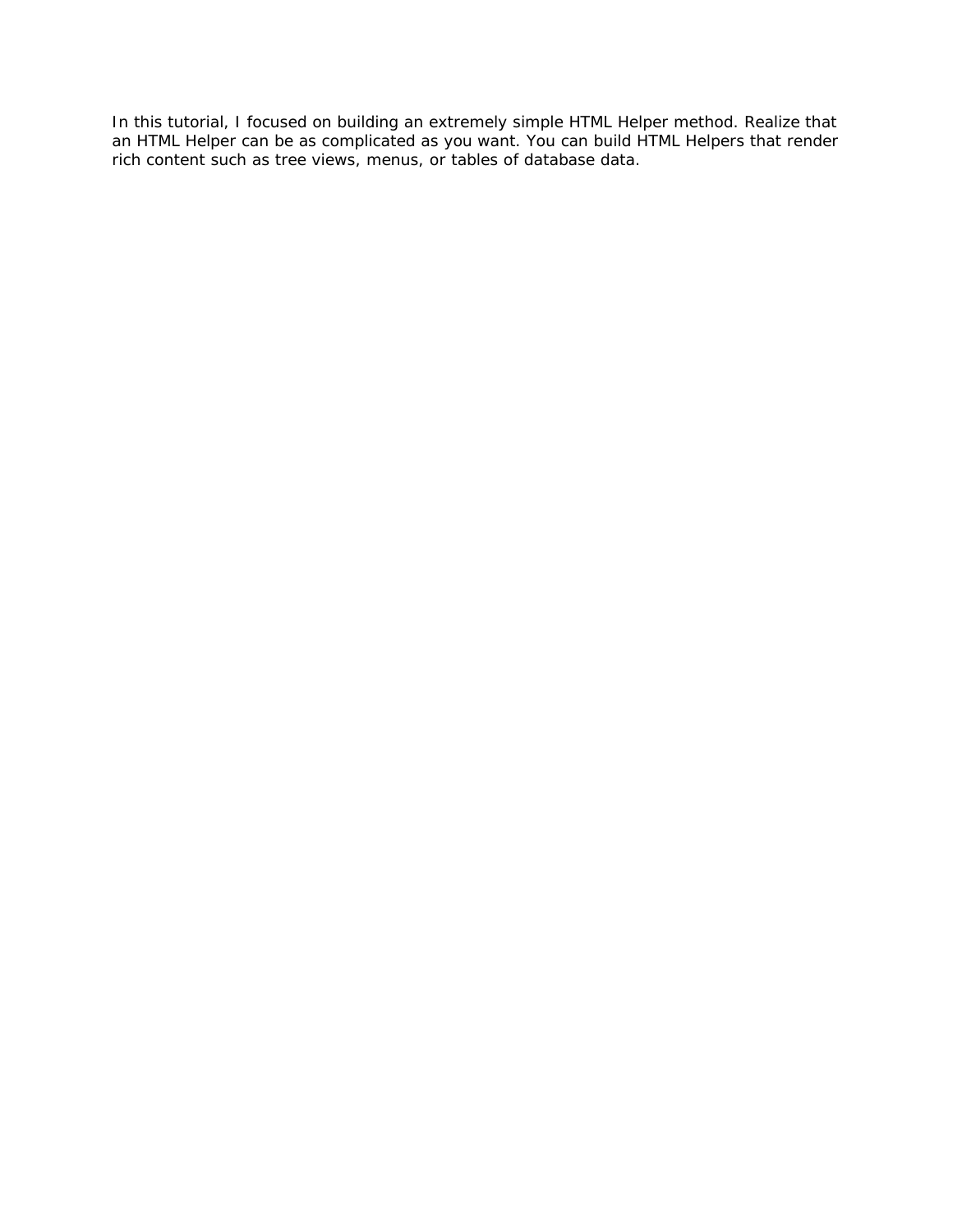In this tutorial, I focused on building an extremely simple HTML Helper method. Realize that an HTML Helper can be as complicated as you want. You can build HTML Helpers that render rich content such as tree views, menus, or tables of database data.